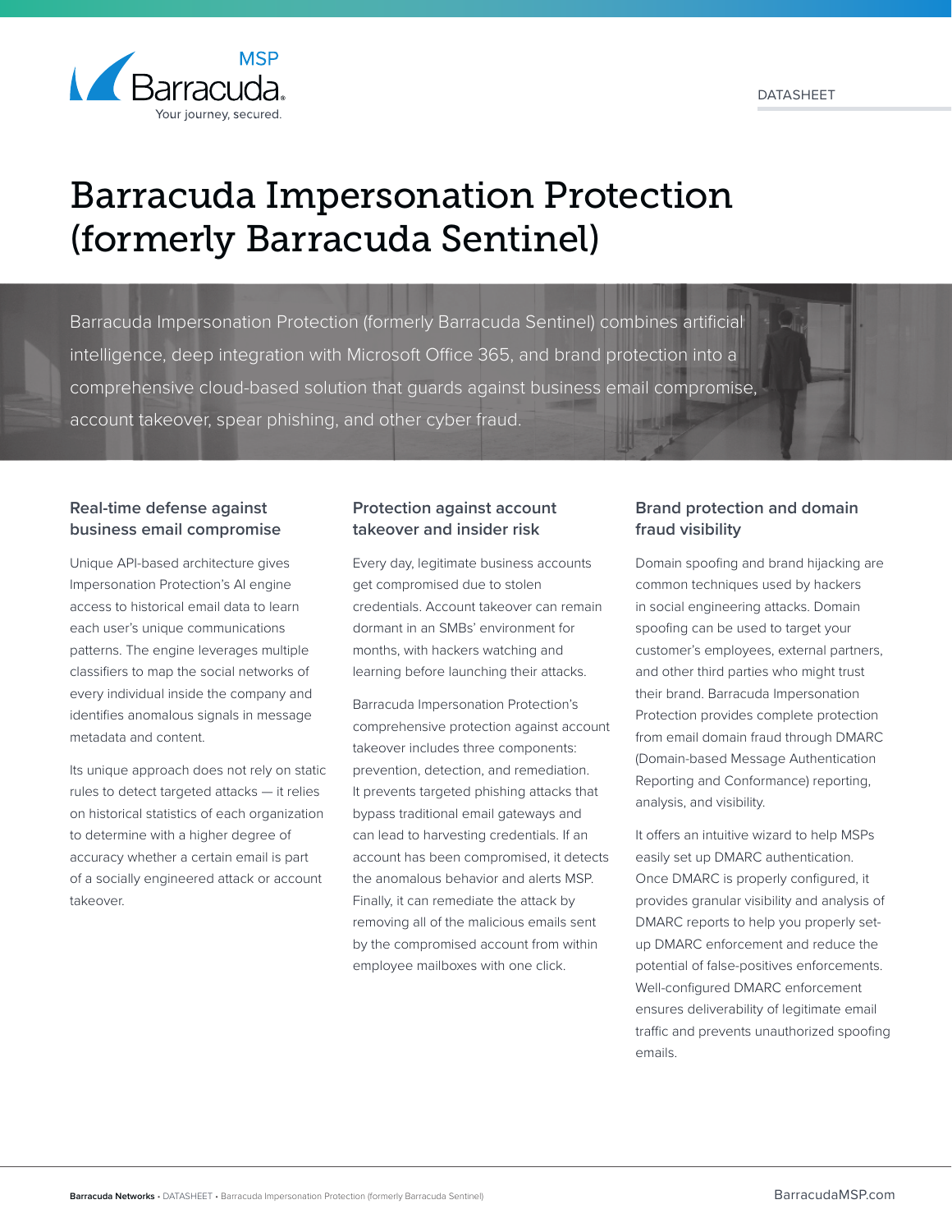DATASHEET

# Barracuda Impersonation Protection (formerly Barracuda Sentinel)

Barracuda Impersonation Protection (formerly Barracuda Sentinel) combines artificial intelligence, deep integration with Microsoft Office 365, and brand protection into a comprehensive cloud-based solution that guards against business email compromise, account takeover, spear phishing, and other cyber fraud.

## Real-time defense against business email compromise

Unique API-based architecture gives Impersonation Protection's AI engine access to historical email data to learn each user's unique communications patterns. The engine leverages multiple classifiers to map the social networks of every individual inside the company and identifies anomalous signals in message metadata and content.

Its unique approach does not rely on static rules to detect targeted attacks — it relies on historical statistics of each organization to determine with a higher degree of accuracy whether a certain email is part of a socially engineered attack or account takeover.

## Protection against account takeover and insider risk

Every day, legitimate business accounts get compromised due to stolen credentials. Account takeover can remain dormant in an SMBs' environment for months, with hackers watching and learning before launching their attacks.

Barracuda Impersonation Protection's comprehensive protection against account takeover includes three components: prevention, detection, and remediation. It prevents targeted phishing attacks that bypass traditional email gateways and can lead to harvesting credentials. If an account has been compromised, it detects the anomalous behavior and alerts MSP. Finally, it can remediate the attack by removing all of the malicious emails sent by the compromised account from within employee mailboxes with one click.

## Brand protection and domain fraud visibility

Domain spoofing and brand hijacking are common techniques used by hackers in social engineering attacks. Domain spoofing can be used to target your customer's employees, external partners, and other third parties who might trust their brand. Barracuda Impersonation Protection provides complete protection from email domain fraud through DMARC (Domain-based Message Authentication Reporting and Conformance) reporting, analysis, and visibility.

It offers an intuitive wizard to help MSPs easily set up DMARC authentication. Once DMARC is properly configured, it provides granular visibility and analysis of DMARC reports to help you properly set-up DMARC enforcement and reduce the potential of false-positives enforcements. Well-configured DMARC enforcement ensures deliverability of legitimate email traffic and prevents unauthorized spoofing emails.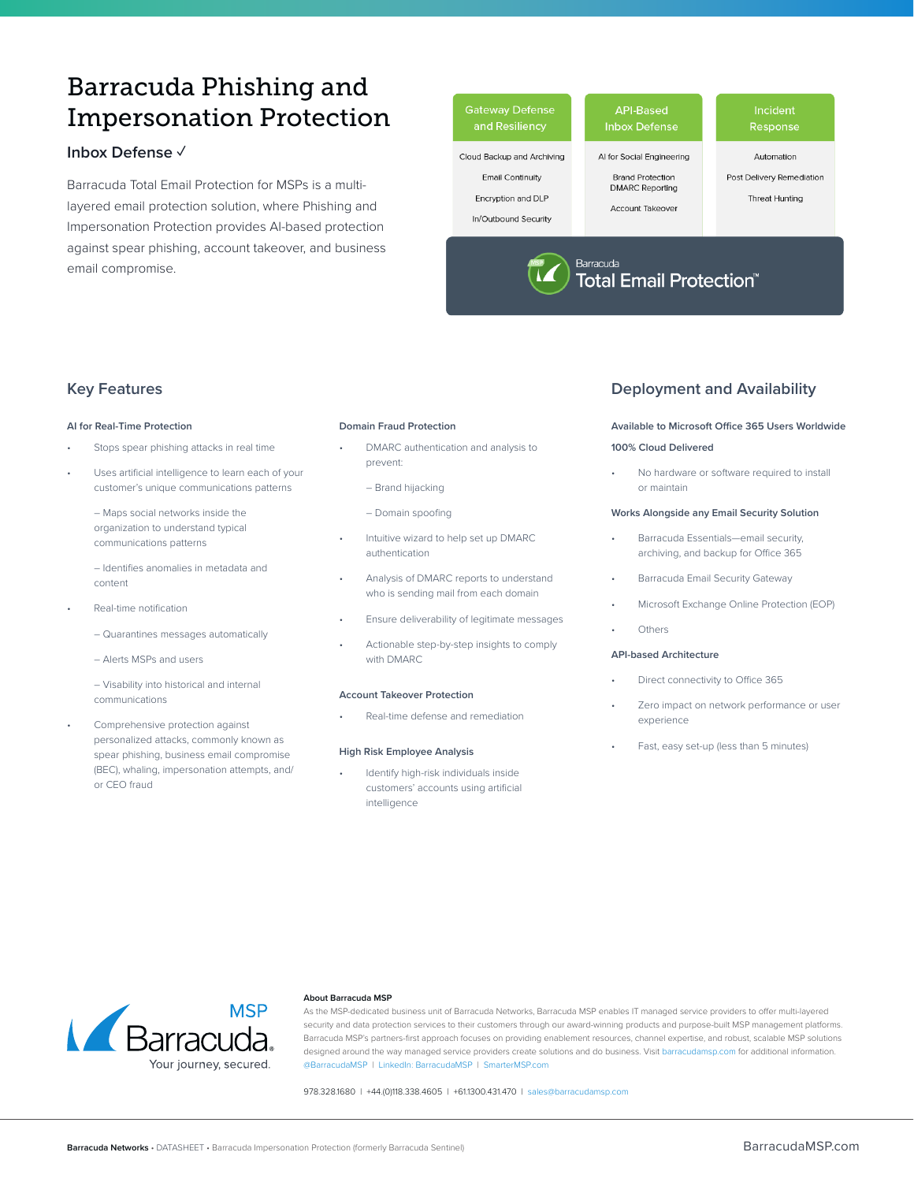# Barracuda Phishing and Impersonation Protection

### Inbox Defense ✓

Barracuda Total Email Protection for MSPs is a multi-layered email protection solution, where Phishing and Impersonation Protection provides AI-based protection against spear phishing, account takeover, and business email compromise.

| Gateway Defense and Resiliency | API-Based Inbox Defense | Incident Response |
| --- | --- | --- |
| Cloud Backup and Archiving | AI for Social Engineering | Automation |
| Email Continuity | Brand Protection DMARC Reporting | Post Delivery Remediation |
| Encryption and DLP | Account Takeover | Threat Hunting |
| In/Outbound Security | | |

Barracuda Total Email Protection™

## Key Features

**AI for Real-Time Protection**

- Stops spear phishing attacks in real time
- Uses artificial intelligence to learn each of your customer's unique communications patterns
  - – Maps social networks inside the organization to understand typical communications patterns
  - – Identifies anomalies in metadata and content
- Real-time notification
  - – Quarantines messages automatically
  - – Alerts MSPs and users
  - – Visability into historical and internal communications
- Comprehensive protection against personalized attacks, commonly known as spear phishing, business email compromise (BEC), whaling, impersonation attempts, and/or CEO fraud

**Domain Fraud Protection**

- DMARC authentication and analysis to prevent:
  - – Brand hijacking
  - – Domain spoofing
- Intuitive wizard to help set up DMARC authentication
- Analysis of DMARC reports to understand who is sending mail from each domain
- Ensure deliverability of legitimate messages
- Actionable step-by-step insights to comply with DMARC

**Account Takeover Protection**

- Real-time defense and remediation

**High Risk Employee Analysis**

- Identify high-risk individuals inside customers' accounts using artificial intelligence

## Deployment and Availability

**Available to Microsoft Office 365 Users Worldwide**

**100% Cloud Delivered**

- No hardware or software required to install or maintain

**Works Alongside any Email Security Solution**

- Barracuda Essentials—email security, archiving, and backup for Office 365
- Barracuda Email Security Gateway
- Microsoft Exchange Online Protection (EOP)
- Others

**API-based Architecture**

- Direct connectivity to Office 365
- Zero impact on network performance or user experience
- Fast, easy set-up (less than 5 minutes)

MSP Barracuda. Your journey, secured.

**About Barracuda MSP**

As the MSP-dedicated business unit of Barracuda Networks, Barracuda MSP enables IT managed service providers to offer multi-layered security and data protection services to their customers through our award-winning products and purpose-built MSP management platforms. Barracuda MSP's partners-first approach focuses on providing enablement resources, channel expertise, and robust, scalable MSP solutions designed around the way managed service providers create solutions and do business. Visit barracudamsp.com for additional information.

@BarracudaMSP | LinkedIn: BarracudaMSP | SmarterMSP.com

978.328.1680 | +44.(0)118.338.4605 | +61.1300.431.470 | sales@barracudamsp.com

**Barracuda Networks** • DATASHEET • Barracuda Impersonation Protection (formerly Barracuda Sentinel)

BarracudaMSP.com